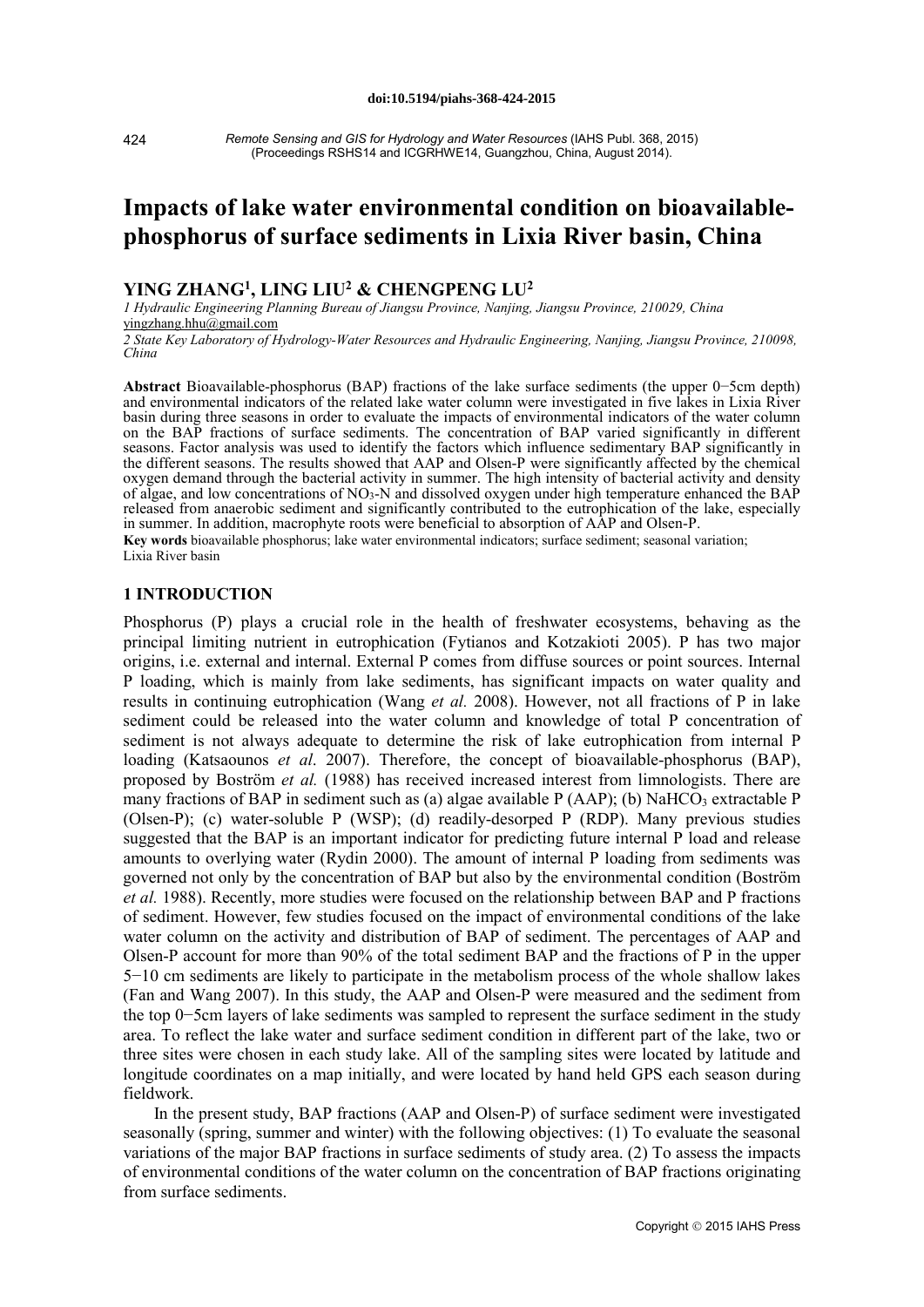doi:10.5194/piahs-368-424-2015

*Remote Sensing and GIS for Hydrology and Water Resources* (IAHS Publ. 368, 2015)
(Proceedings RSHS14 and ICGRHWE14, Guangzhou, China, August 2014).

# Impacts of lake water environmental condition on bioavailable-phosphorus of surface sediments in Lixia River basin, China

**YING ZHANG[1], LING LIU[2] & CHENGPENG LU[2]**

*1 Hydraulic Engineering Planning Bureau of Jiangsu Province, Nanjing, Jiangsu Province, 210029, China*
yingzhang.hhu@gmail.com

*2 State Key Laboratory of Hydrology-Water Resources and Hydraulic Engineering, Nanjing, Jiangsu Province, 210098, China*

**Abstract** Bioavailable-phosphorus (BAP) fractions of the lake surface sediments (the upper 0−5cm depth) and environmental indicators of the related lake water column were investigated in five lakes in Lixia River basin during three seasons in order to evaluate the impacts of environmental indicators of the water column on the BAP fractions of surface sediments. The concentration of BAP varied significantly in different seasons. Factor analysis was used to identify the factors which influence sedimentary BAP significantly in the different seasons. The results showed that AAP and Olsen-P were significantly affected by the chemical oxygen demand through the bacterial activity in summer. The high intensity of bacterial activity and density of algae, and low concentrations of $NO_3$-N and dissolved oxygen under high temperature enhanced the BAP released from anaerobic sediment and significantly contributed to the eutrophication of the lake, especially in summer. In addition, macrophyte roots were beneficial to absorption of AAP and Olsen-P.

**Key words** bioavailable phosphorus; lake water environmental indicators; surface sediment; seasonal variation; Lixia River basin

## 1 INTRODUCTION

Phosphorus (P) plays a crucial role in the health of freshwater ecosystems, behaving as the principal limiting nutrient in eutrophication (Fytianos and Kotzakioti 2005). P has two major origins, i.e. external and internal. External P comes from diffuse sources or point sources. Internal P loading, which is mainly from lake sediments, has significant impacts on water quality and results in continuing eutrophication (Wang *et al.* 2008). However, not all fractions of P in lake sediment could be released into the water column and knowledge of total P concentration of sediment is not always adequate to determine the risk of lake eutrophication from internal P loading (Katsaounos *et al*. 2007). Therefore, the concept of bioavailable-phosphorus (BAP), proposed by Boström *et al.* (1988) has received increased interest from limnologists. There are many fractions of BAP in sediment such as (a) algae available P (AAP); (b) $NaHCO_3$ extractable P (Olsen-P); (c) water-soluble P (WSP); (d) readily-desorped P (RDP). Many previous studies suggested that the BAP is an important indicator for predicting future internal P load and release amounts to overlying water (Rydin 2000). The amount of internal P loading from sediments was governed not only by the concentration of BAP but also by the environmental condition (Boström *et al.* 1988). Recently, more studies were focused on the relationship between BAP and P fractions of sediment. However, few studies focused on the impact of environmental conditions of the lake water column on the activity and distribution of BAP of sediment. The percentages of AAP and Olsen-P account for more than 90% of the total sediment BAP and the fractions of P in the upper 5−10 cm sediments are likely to participate in the metabolism process of the whole shallow lakes (Fan and Wang 2007). In this study, the AAP and Olsen-P were measured and the sediment from the top 0−5cm layers of lake sediments was sampled to represent the surface sediment in the study area. To reflect the lake water and surface sediment condition in different part of the lake, two or three sites were chosen in each study lake. All of the sampling sites were located by latitude and longitude coordinates on a map initially, and were located by hand held GPS each season during fieldwork.

In the present study, BAP fractions (AAP and Olsen-P) of surface sediment were investigated seasonally (spring, summer and winter) with the following objectives: (1) To evaluate the seasonal variations of the major BAP fractions in surface sediments of study area. (2) To assess the impacts of environmental conditions of the water column on the concentration of BAP fractions originating from surface sediments.

Copyright © 2015 IAHS Press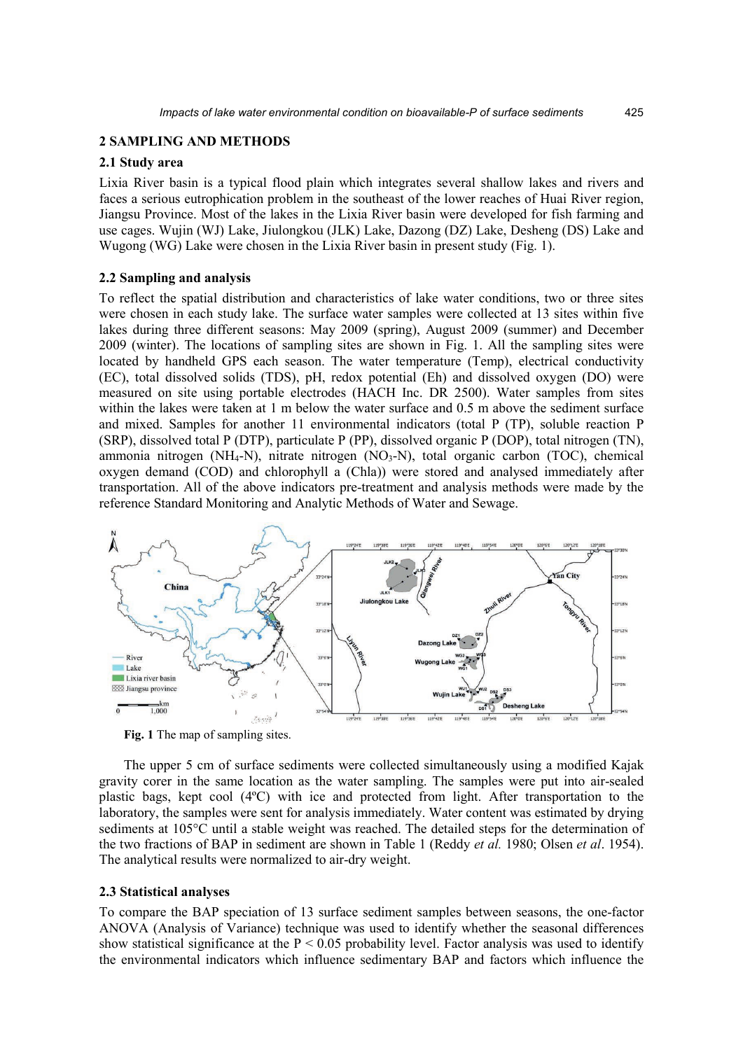## 2 SAMPLING AND METHODS

### 2.1 Study area

Lixia River basin is a typical flood plain which integrates several shallow lakes and rivers and faces a serious eutrophication problem in the southeast of the lower reaches of Huai River region, Jiangsu Province. Most of the lakes in the Lixia River basin were developed for fish farming and use cages. Wujin (WJ) Lake, Jiulongkou (JLK) Lake, Dazong (DZ) Lake, Desheng (DS) Lake and Wugong (WG) Lake were chosen in the Lixia River basin in present study (Fig. 1).

### 2.2 Sampling and analysis

To reflect the spatial distribution and characteristics of lake water conditions, two or three sites were chosen in each study lake. The surface water samples were collected at 13 sites within five lakes during three different seasons: May 2009 (spring), August 2009 (summer) and December 2009 (winter). The locations of sampling sites are shown in Fig. 1. All the sampling sites were located by handheld GPS each season. The water temperature (Temp), electrical conductivity (EC), total dissolved solids (TDS), pH, redox potential (Eh) and dissolved oxygen (DO) were measured on site using portable electrodes (HACH Inc. DR 2500). Water samples from sites within the lakes were taken at 1 m below the water surface and 0.5 m above the sediment surface and mixed. Samples for another 11 environmental indicators (total P (TP), soluble reaction P (SRP), dissolved total P (DTP), particulate P (PP), dissolved organic P (DOP), total nitrogen (TN), ammonia nitrogen ($NH_4$-N), nitrate nitrogen ($NO_3$-N), total organic carbon (TOC), chemical oxygen demand (COD) and chlorophyll a (Chla)) were stored and analysed immediately after transportation. All of the above indicators pre-treatment and analysis methods were made by the reference Standard Monitoring and Analytic Methods of Water and Sewage.

**Fig. 1** The map of sampling sites.

The upper 5 cm of surface sediments were collected simultaneously using a modified Kajak gravity corer in the same location as the water sampling. The samples were put into air-sealed plastic bags, kept cool (4ºC) with ice and protected from light. After transportation to the laboratory, the samples were sent for analysis immediately. Water content was estimated by drying sediments at 105°C until a stable weight was reached. The detailed steps for the determination of the two fractions of BAP in sediment are shown in Table 1 (Reddy *et al.* 1980; Olsen *et al*. 1954). The analytical results were normalized to air-dry weight.

### 2.3 Statistical analyses

To compare the BAP speciation of 13 surface sediment samples between seasons, the one-factor ANOVA (Analysis of Variance) technique was used to identify whether the seasonal differences show statistical significance at the $P < 0.05$ probability level. Factor analysis was used to identify the environmental indicators which influence sedimentary BAP and factors which influence the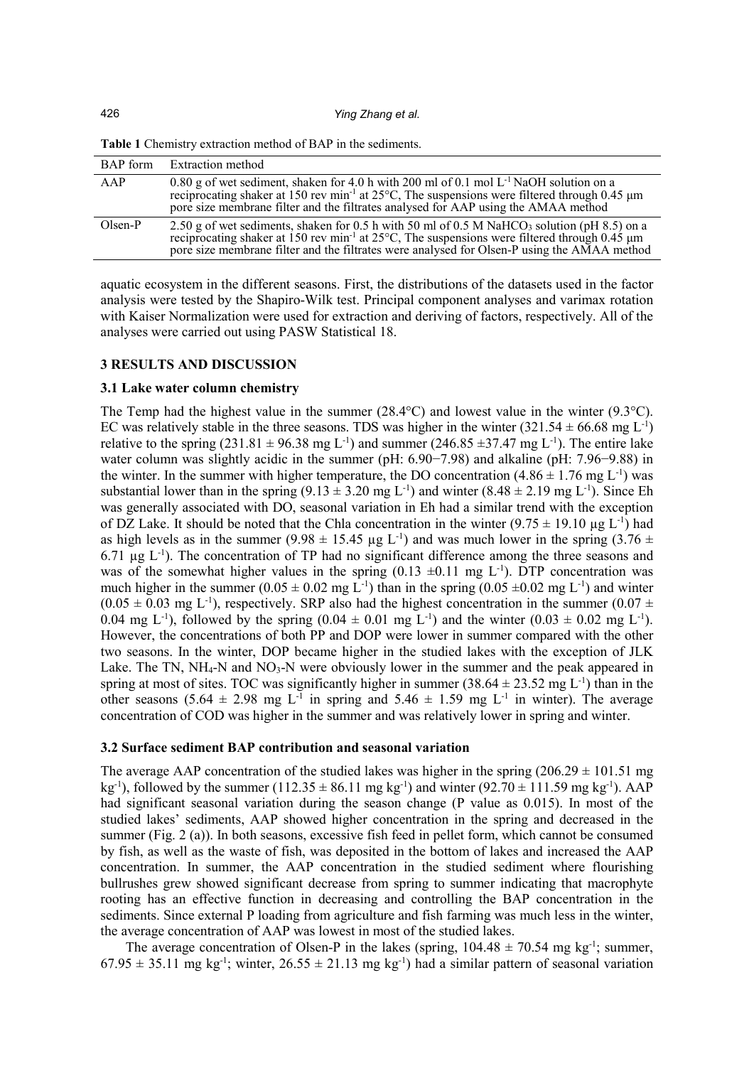**Table 1** Chemistry extraction method of BAP in the sediments.

| BAP form | Extraction method |
| --- | --- |
| AAP | 0.80 g of wet sediment, shaken for 4.0 h with 200 ml of 0.1 mol $L^{-1}$ NaOH solution on a reciprocating shaker at 150 rev $min^{-1}$ at 25°C, The suspensions were filtered through 0.45 μm pore size membrane filter and the filtrates analysed for AAP using the AMAA method |
| Olsen-P | 2.50 g of wet sediments, shaken for 0.5 h with 50 ml of 0.5 M $NaHCO_3$ solution (pH 8.5) on a reciprocating shaker at 150 rev $min^{-1}$ at 25°C, The suspensions were filtered through 0.45 μm pore size membrane filter and the filtrates were analysed for Olsen-P using the AMAA method |

aquatic ecosystem in the different seasons. First, the distributions of the datasets used in the factor analysis were tested by the Shapiro-Wilk test. Principal component analyses and varimax rotation with Kaiser Normalization were used for extraction and deriving of factors, respectively. All of the analyses were carried out using PASW Statistical 18.

## 3 RESULTS AND DISCUSSION

### 3.1 Lake water column chemistry

The Temp had the highest value in the summer (28.4°C) and lowest value in the winter (9.3°C). EC was relatively stable in the three seasons. TDS was higher in the winter ($321.54 \pm 66.68$ mg $L^{-1}$) relative to the spring ($231.81 \pm 96.38$ mg $L^{-1}$) and summer ($246.85 \pm 37.47$ mg $L^{-1}$). The entire lake water column was slightly acidic in the summer (pH: 6.90−7.98) and alkaline (pH: 7.96−9.88) in the winter. In the summer with higher temperature, the DO concentration ($4.86 \pm 1.76$ mg $L^{-1}$) was substantial lower than in the spring ($9.13 \pm 3.20$ mg $L^{-1}$) and winter ($8.48 \pm 2.19$ mg $L^{-1}$). Since Eh was generally associated with DO, seasonal variation in Eh had a similar trend with the exception of DZ Lake. It should be noted that the Chla concentration in the winter ($9.75 \pm 19.10$ μg $L^{-1}$) had as high levels as in the summer ($9.98 \pm 15.45$ μg $L^{-1}$) and was much lower in the spring ($3.76 \pm 6.71$ μg $L^{-1}$). The concentration of TP had no significant difference among the three seasons and was of the somewhat higher values in the spring ($0.13 \pm 0.11$ mg $L^{-1}$). DTP concentration was much higher in the summer ($0.05 \pm 0.02$ mg $L^{-1}$) than in the spring ($0.05 \pm 0.02$ mg $L^{-1}$) and winter ($0.05 \pm 0.03$ mg $L^{-1}$), respectively. SRP also had the highest concentration in the summer ($0.07 \pm 0.04$ mg $L^{-1}$), followed by the spring ($0.04 \pm 0.01$ mg $L^{-1}$) and the winter ($0.03 \pm 0.02$ mg $L^{-1}$). However, the concentrations of both PP and DOP were lower in summer compared with the other two seasons. In the winter, DOP became higher in the studied lakes with the exception of JLK Lake. The TN, $NH_4$-N and $NO_3$-N were obviously lower in the summer and the peak appeared in spring at most of sites. TOC was significantly higher in summer ($38.64 \pm 23.52$ mg $L^{-1}$) than in the other seasons ($5.64 \pm 2.98$ mg $L^{-1}$ in spring and $5.46 \pm 1.59$ mg $L^{-1}$ in winter). The average concentration of COD was higher in the summer and was relatively lower in spring and winter.

### 3.2 Surface sediment BAP contribution and seasonal variation

The average AAP concentration of the studied lakes was higher in the spring ($206.29 \pm 101.51$ mg $kg^{-1}$), followed by the summer ($112.35 \pm 86.11$ mg $kg^{-1}$) and winter ($92.70 \pm 111.59$ mg $kg^{-1}$). AAP had significant seasonal variation during the season change (P value as 0.015). In most of the studied lakes' sediments, AAP showed higher concentration in the spring and decreased in the summer (Fig. 2 (a)). In both seasons, excessive fish feed in pellet form, which cannot be consumed by fish, as well as the waste of fish, was deposited in the bottom of lakes and increased the AAP concentration. In summer, the AAP concentration in the studied sediment where flourishing bullrushes grew showed significant decrease from spring to summer indicating that macrophyte rooting has an effective function in decreasing and controlling the BAP concentration in the sediments. Since external P loading from agriculture and fish farming was much less in the winter, the average concentration of AAP was lowest in most of the studied lakes.

The average concentration of Olsen-P in the lakes (spring, $104.48 \pm 70.54$ mg $kg^{-1}$; summer, $67.95 \pm 35.11$ mg $kg^{-1}$; winter, $26.55 \pm 21.13$ mg $kg^{-1}$) had a similar pattern of seasonal variation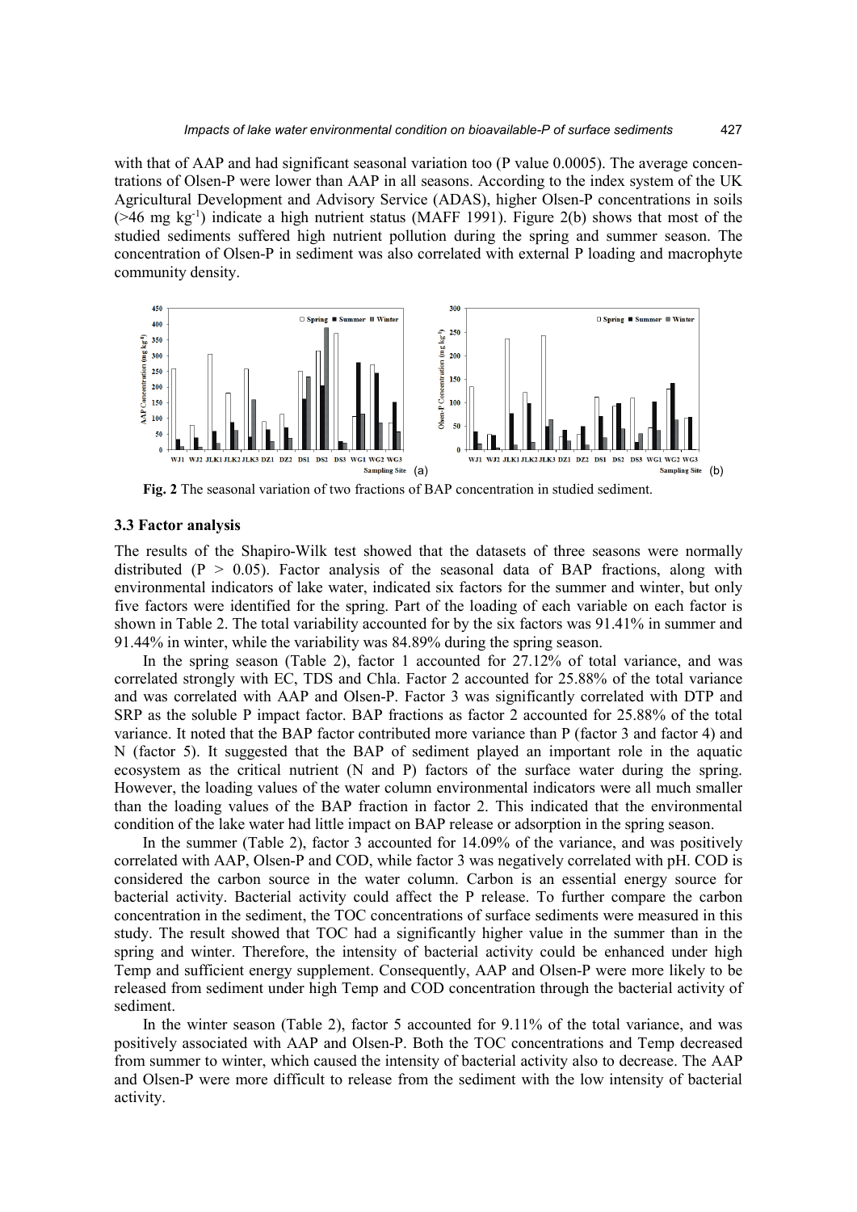with that of AAP and had significant seasonal variation too (P value 0.0005). The average concentrations of Olsen-P were lower than AAP in all seasons. According to the index system of the UK Agricultural Development and Advisory Service (ADAS), higher Olsen-P concentrations in soils (>46 mg $kg^{-1}$) indicate a high nutrient status (MAFF 1991). Figure 2(b) shows that most of the studied sediments suffered high nutrient pollution during the spring and summer season. The concentration of Olsen-P in sediment was also correlated with external P loading and macrophyte community density.

**Fig. 2** The seasonal variation of two fractions of BAP concentration in studied sediment.

### 3.3 Factor analysis

The results of the Shapiro-Wilk test showed that the datasets of three seasons were normally distributed ($P > 0.05$). Factor analysis of the seasonal data of BAP fractions, along with environmental indicators of lake water, indicated six factors for the summer and winter, but only five factors were identified for the spring. Part of the loading of each variable on each factor is shown in Table 2. The total variability accounted for by the six factors was 91.41% in summer and 91.44% in winter, while the variability was 84.89% during the spring season.

In the spring season (Table 2), factor 1 accounted for 27.12% of total variance, and was correlated strongly with EC, TDS and Chla. Factor 2 accounted for 25.88% of the total variance and was correlated with AAP and Olsen-P. Factor 3 was significantly correlated with DTP and SRP as the soluble P impact factor. BAP fractions as factor 2 accounted for 25.88% of the total variance. It noted that the BAP factor contributed more variance than P (factor 3 and factor 4) and N (factor 5). It suggested that the BAP of sediment played an important role in the aquatic ecosystem as the critical nutrient (N and P) factors of the surface water during the spring. However, the loading values of the water column environmental indicators were all much smaller than the loading values of the BAP fraction in factor 2. This indicated that the environmental condition of the lake water had little impact on BAP release or adsorption in the spring season.

In the summer (Table 2), factor 3 accounted for 14.09% of the variance, and was positively correlated with AAP, Olsen-P and COD, while factor 3 was negatively correlated with pH. COD is considered the carbon source in the water column. Carbon is an essential energy source for bacterial activity. Bacterial activity could affect the P release. To further compare the carbon concentration in the sediment, the TOC concentrations of surface sediments were measured in this study. The result showed that TOC had a significantly higher value in the summer than in the spring and winter. Therefore, the intensity of bacterial activity could be enhanced under high Temp and sufficient energy supplement. Consequently, AAP and Olsen-P were more likely to be released from sediment under high Temp and COD concentration through the bacterial activity of sediment.

In the winter season (Table 2), factor 5 accounted for 9.11% of the total variance, and was positively associated with AAP and Olsen-P. Both the TOC concentrations and Temp decreased from summer to winter, which caused the intensity of bacterial activity also to decrease. The AAP and Olsen-P were more difficult to release from the sediment with the low intensity of bacterial activity.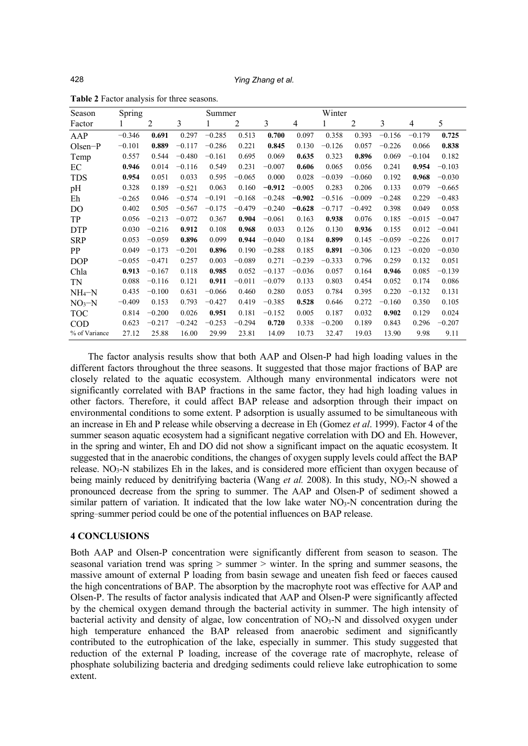**Table 2** Factor analysis for three seasons.

| Season | Spring | | | Summer | | | | Winter | | | | |
|---|---|---|---|---|---|---|---|---|---|---|---|---|
| Factor | 1 | 2 | 3 | 1 | 2 | 3 | 4 | 1 | 2 | 3 | 4 | 5 |
| AAP | −0.346 | **0.691** | 0.297 | −0.285 | 0.513 | **0.700** | 0.097 | 0.358 | 0.393 | −0.156 | −0.179 | **0.725** |
| Olsen−P | −0.101 | **0.889** | −0.117 | −0.286 | 0.221 | **0.845** | 0.130 | −0.126 | 0.057 | −0.226 | 0.066 | **0.838** |
| Temp | 0.557 | 0.544 | −0.480 | −0.161 | 0.695 | 0.069 | **0.635** | 0.323 | **0.896** | 0.069 | −0.104 | 0.182 |
| EC | **0.946** | 0.014 | −0.116 | 0.549 | 0.231 | −0.007 | **0.606** | 0.065 | 0.056 | 0.241 | **0.954** | −0.103 |
| TDS | **0.954** | 0.051 | 0.033 | 0.595 | −0.065 | 0.000 | 0.028 | −0.039 | −0.060 | 0.192 | **0.968** | −0.030 |
| pH | 0.328 | 0.189 | −0.521 | 0.063 | 0.160 | **−0.912** | −0.005 | 0.283 | 0.206 | 0.133 | 0.079 | −0.665 |
| Eh | −0.265 | 0.046 | −0.574 | −0.191 | −0.168 | −0.248 | **−0.902** | −0.516 | −0.009 | −0.248 | 0.229 | −0.483 |
| DO | 0.402 | 0.505 | −0.567 | −0.175 | −0.479 | −0.240 | **−0.628** | −0.717 | −0.492 | 0.398 | 0.049 | 0.058 |
| TP | 0.056 | −0.213 | −0.072 | 0.367 | **0.904** | −0.061 | 0.163 | **0.938** | 0.076 | 0.185 | −0.015 | −0.047 |
| DTP | 0.030 | −0.216 | **0.912** | 0.108 | **0.968** | 0.033 | 0.126 | 0.130 | **0.936** | 0.155 | 0.012 | −0.041 |
| SRP | 0.053 | −0.059 | **0.896** | 0.099 | **0.944** | −0.040 | 0.184 | **0.899** | 0.145 | −0.059 | −0.226 | 0.017 |
| PP | 0.049 | −0.173 | −0.201 | **0.896** | 0.190 | −0.288 | 0.185 | **0.891** | −0.306 | 0.123 | −0.020 | −0.030 |
| DOP | −0.055 | −0.471 | 0.257 | 0.003 | −0.089 | 0.271 | −0.239 | −0.333 | 0.796 | 0.259 | 0.132 | 0.051 |
| Chla | **0.913** | −0.167 | 0.118 | **0.985** | 0.052 | −0.137 | −0.036 | 0.057 | 0.164 | **0.946** | 0.085 | −0.139 |
| TN | 0.088 | −0.116 | 0.121 | **0.911** | −0.011 | −0.079 | 0.133 | 0.803 | 0.454 | 0.052 | 0.174 | 0.086 |
| $NH_4$−N | 0.435 | −0.100 | 0.631 | −0.066 | 0.460 | 0.280 | 0.053 | 0.784 | 0.395 | 0.220 | −0.132 | 0.131 |
| $NO_3$−N | −0.409 | 0.153 | 0.793 | −0.427 | 0.419 | −0.385 | **0.528** | 0.646 | 0.272 | −0.160 | 0.350 | 0.105 |
| TOC | 0.814 | −0.200 | 0.026 | **0.951** | 0.181 | −0.152 | 0.005 | 0.187 | 0.032 | **0.902** | 0.129 | 0.024 |
| COD | 0.623 | −0.217 | −0.242 | −0.253 | −0.294 | **0.720** | 0.338 | −0.200 | 0.189 | 0.843 | 0.296 | −0.207 |
| % of Variance | 27.12 | 25.88 | 16.00 | 29.99 | 23.81 | 14.09 | 10.73 | 32.47 | 19.03 | 13.90 | 9.98 | 9.11 |

The factor analysis results show that both AAP and Olsen-P had high loading values in the different factors throughout the three seasons. It suggested that those major fractions of BAP are closely related to the aquatic ecosystem. Although many environmental indicators were not significantly correlated with BAP fractions in the same factor, they had high loading values in other factors. Therefore, it could affect BAP release and adsorption through their impact on environmental conditions to some extent. P adsorption is usually assumed to be simultaneous with an increase in Eh and P release while observing a decrease in Eh (Gomez *et al*. 1999). Factor 4 of the summer season aquatic ecosystem had a significant negative correlation with DO and Eh. However, in the spring and winter, Eh and DO did not show a significant impact on the aquatic ecosystem. It suggested that in the anaerobic conditions, the changes of oxygen supply levels could affect the BAP release. $NO_3$-N stabilizes Eh in the lakes, and is considered more efficient than oxygen because of being mainly reduced by denitrifying bacteria (Wang *et al.* 2008). In this study, $NO_3$-N showed a pronounced decrease from the spring to summer. The AAP and Olsen-P of sediment showed a similar pattern of variation. It indicated that the low lake water $NO_3$-N concentration during the spring–summer period could be one of the potential influences on BAP release.

## 4 CONCLUSIONS

Both AAP and Olsen-P concentration were significantly different from season to season. The seasonal variation trend was spring > summer > winter. In the spring and summer seasons, the massive amount of external P loading from basin sewage and uneaten fish feed or faeces caused the high concentrations of BAP. The absorption by the macrophyte root was effective for AAP and Olsen-P. The results of factor analysis indicated that AAP and Olsen-P were significantly affected by the chemical oxygen demand through the bacterial activity in summer. The high intensity of bacterial activity and density of algae, low concentration of $NO_3$-N and dissolved oxygen under high temperature enhanced the BAP released from anaerobic sediment and significantly contributed to the eutrophication of the lake, especially in summer. This study suggested that reduction of the external P loading, increase of the coverage rate of macrophyte, release of phosphate solubilizing bacteria and dredging sediments could relieve lake eutrophication to some extent.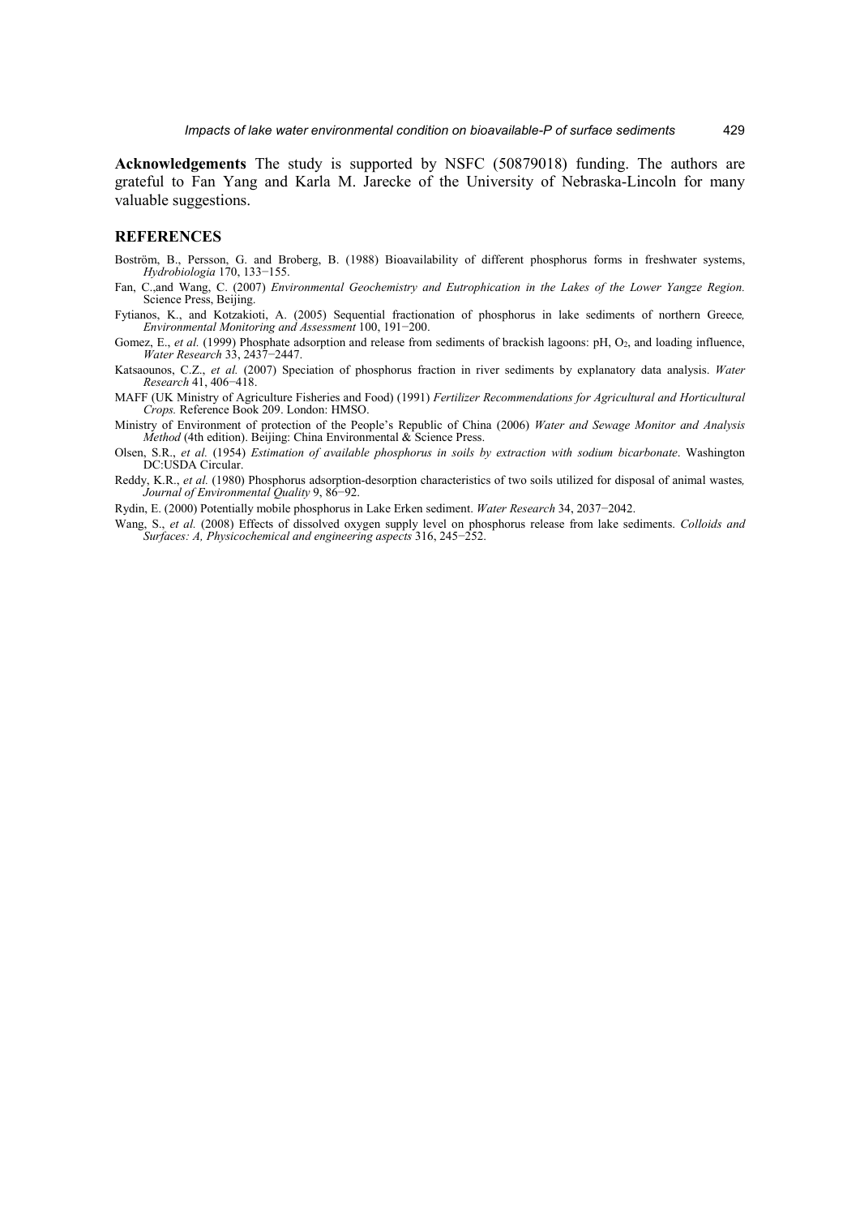**Acknowledgements** The study is supported by NSFC (50879018) funding. The authors are grateful to Fan Yang and Karla M. Jarecke of the University of Nebraska-Lincoln for many valuable suggestions.

## REFERENCES

Boström, B., Persson, G. and Broberg, B. (1988) Bioavailability of different phosphorus forms in freshwater systems, *Hydrobiologia* 170, 133−155.

Fan, C.,and Wang, C. (2007) *Environmental Geochemistry and Eutrophication in the Lakes of the Lower Yangze Region.* Science Press, Beijing.

Fytianos, K., and Kotzakioti, A. (2005) Sequential fractionation of phosphorus in lake sediments of northern Greece*, Environmental Monitoring and Assessment* 100, 191−200.

Gomez, E., *et al.* (1999) Phosphate adsorption and release from sediments of brackish lagoons: pH, $O_2$, and loading influence, *Water Research* 33, 2437−2447.

Katsaounos, C.Z., *et al.* (2007) Speciation of phosphorus fraction in river sediments by explanatory data analysis. *Water Research* 41, 406−418.

MAFF (UK Ministry of Agriculture Fisheries and Food) (1991) *Fertilizer Recommendations for Agricultural and Horticultural Crops.* Reference Book 209. London: HMSO.

Ministry of Environment of protection of the People's Republic of China (2006) *Water and Sewage Monitor and Analysis Method* (4th edition). Beijing: China Environmental & Science Press.

Olsen, S.R., *et al.* (1954) *Estimation of available phosphorus in soils by extraction with sodium bicarbonate*. Washington DC:USDA Circular.

Reddy, K.R., *et al.* (1980) Phosphorus adsorption-desorption characteristics of two soils utilized for disposal of animal wastes*, Journal of Environmental Quality* 9, 86−92.

Rydin, E. (2000) Potentially mobile phosphorus in Lake Erken sediment. *Water Research* 34, 2037−2042.

Wang, S., *et al.* (2008) Effects of dissolved oxygen supply level on phosphorus release from lake sediments. *Colloids and Surfaces: A, Physicochemical and engineering aspects* 316, 245−252.